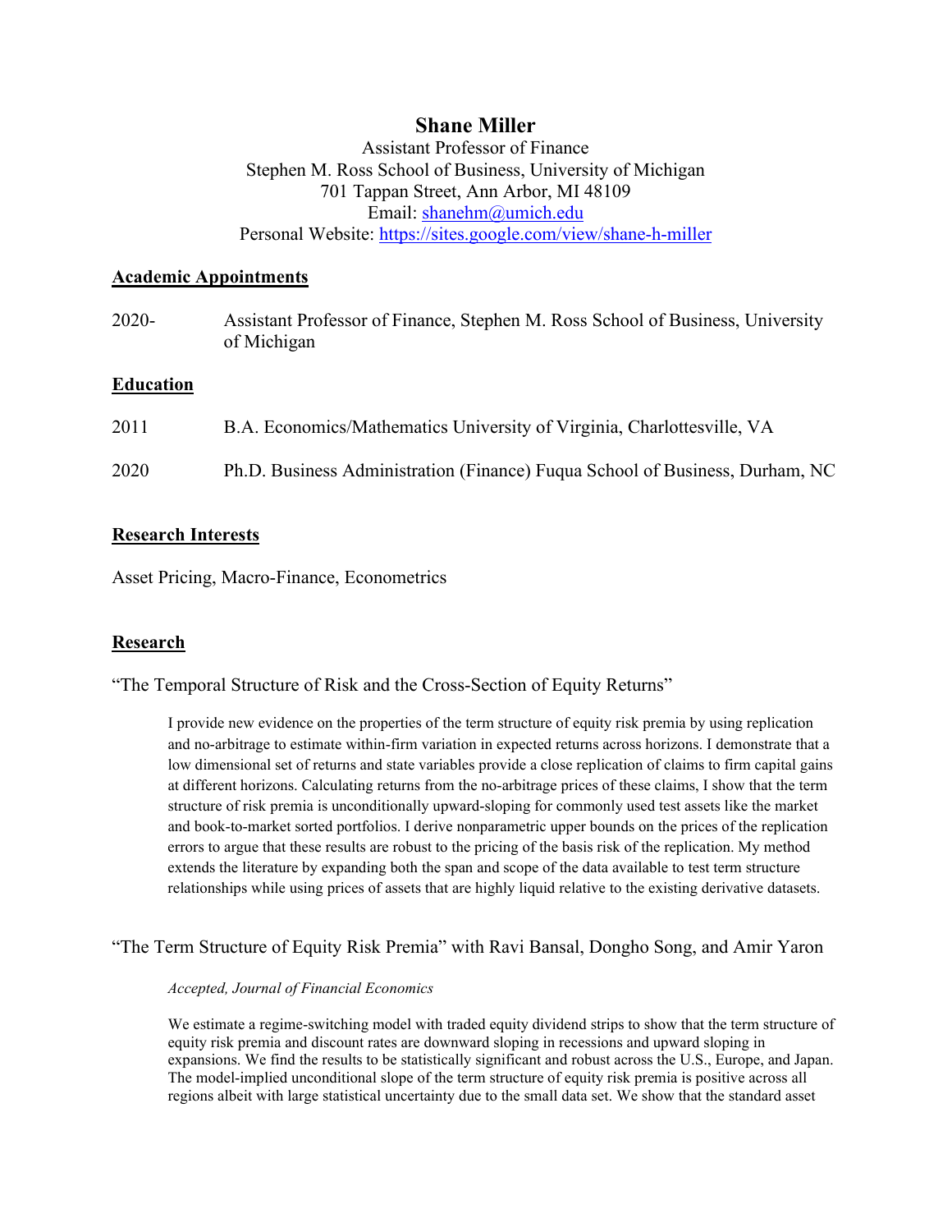# Shane Miller

Assistant Professor of Finance
Stephen M. Ross School of Business, University of Michigan
701 Tappan Street, Ann Arbor, MI 48109
Email: shanehm@umich.edu
Personal Website: https://sites.google.com/view/shane-h-miller

## Academic Appointments

2020- Assistant Professor of Finance, Stephen M. Ross School of Business, University of Michigan

## Education

2011 B.A. Economics/Mathematics University of Virginia, Charlottesville, VA

2020 Ph.D. Business Administration (Finance) Fuqua School of Business, Durham, NC

## Research Interests

Asset Pricing, Macro-Finance, Econometrics

## Research

"The Temporal Structure of Risk and the Cross-Section of Equity Returns"

> I provide new evidence on the properties of the term structure of equity risk premia by using replication and no-arbitrage to estimate within-firm variation in expected returns across horizons. I demonstrate that a low dimensional set of returns and state variables provide a close replication of claims to firm capital gains at different horizons. Calculating returns from the no-arbitrage prices of these claims, I show that the term structure of risk premia is unconditionally upward-sloping for commonly used test assets like the market and book-to-market sorted portfolios. I derive nonparametric upper bounds on the prices of the replication errors to argue that these results are robust to the pricing of the basis risk of the replication. My method extends the literature by expanding both the span and scope of the data available to test term structure relationships while using prices of assets that are highly liquid relative to the existing derivative datasets.

"The Term Structure of Equity Risk Premia" with Ravi Bansal, Dongho Song, and Amir Yaron

> *Accepted, Journal of Financial Economics*
>
> We estimate a regime-switching model with traded equity dividend strips to show that the term structure of equity risk premia and discount rates are downward sloping in recessions and upward sloping in expansions. We find the results to be statistically significant and robust across the U.S., Europe, and Japan. The model-implied unconditional slope of the term structure of equity risk premia is positive across all regions albeit with large statistical uncertainty due to the small data set. We show that the standard asset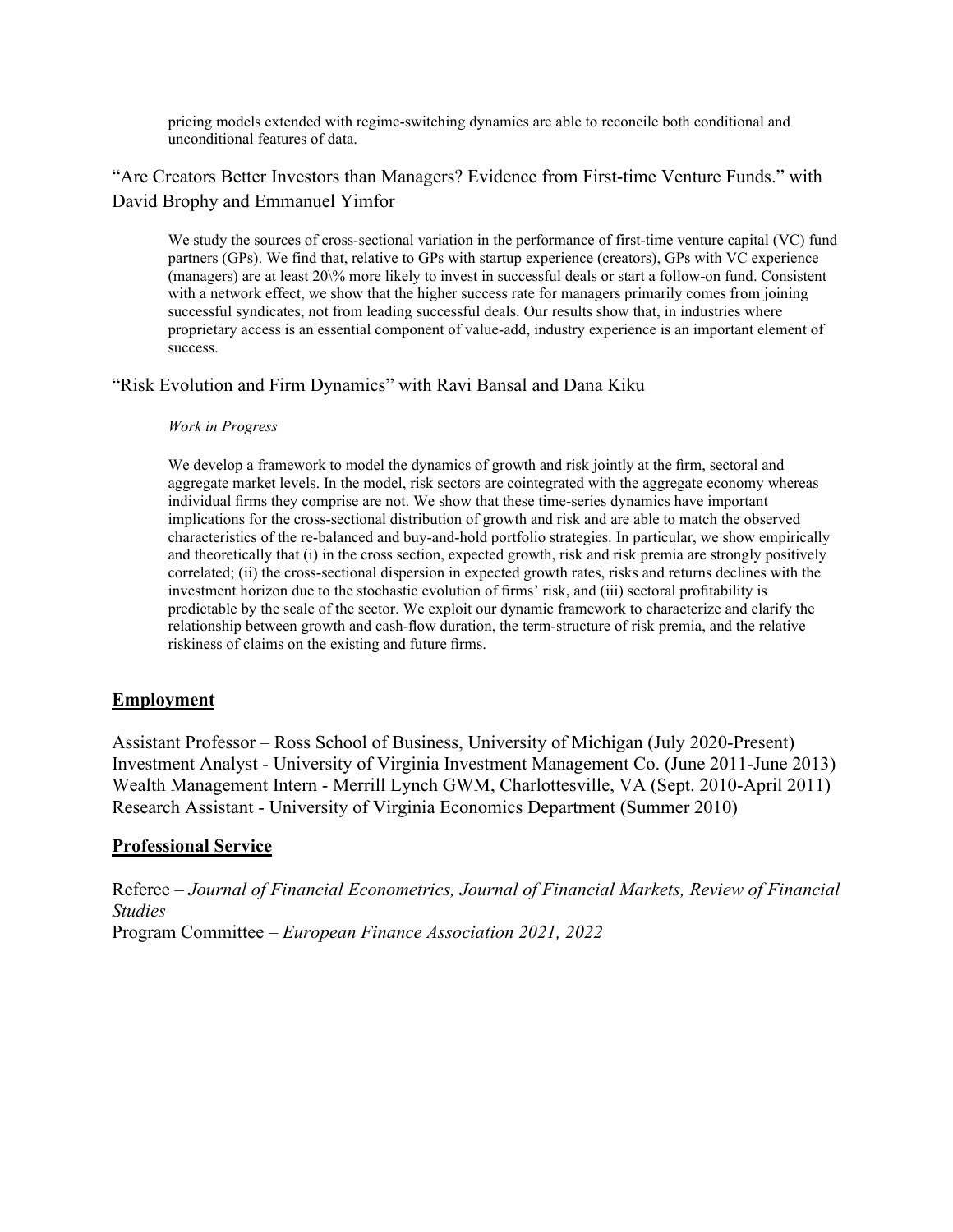pricing models extended with regime-switching dynamics are able to reconcile both conditional and unconditional features of data.

"Are Creators Better Investors than Managers? Evidence from First-time Venture Funds." with David Brophy and Emmanuel Yimfor

> We study the sources of cross-sectional variation in the performance of first-time venture capital (VC) fund partners (GPs). We find that, relative to GPs with startup experience (creators), GPs with VC experience (managers) are at least 20\% more likely to invest in successful deals or start a follow-on fund. Consistent with a network effect, we show that the higher success rate for managers primarily comes from joining successful syndicates, not from leading successful deals. Our results show that, in industries where proprietary access is an essential component of value-add, industry experience is an important element of success.

"Risk Evolution and Firm Dynamics" with Ravi Bansal and Dana Kiku

> *Work in Progress*
>
> We develop a framework to model the dynamics of growth and risk jointly at the firm, sectoral and aggregate market levels. In the model, risk sectors are cointegrated with the aggregate economy whereas individual firms they comprise are not. We show that these time-series dynamics have important implications for the cross-sectional distribution of growth and risk and are able to match the observed characteristics of the re-balanced and buy-and-hold portfolio strategies. In particular, we show empirically and theoretically that (i) in the cross section, expected growth, risk and risk premia are strongly positively correlated; (ii) the cross-sectional dispersion in expected growth rates, risks and returns declines with the investment horizon due to the stochastic evolution of firms' risk, and (iii) sectoral profitability is predictable by the scale of the sector. We exploit our dynamic framework to characterize and clarify the relationship between growth and cash-flow duration, the term-structure of risk premia, and the relative riskiness of claims on the existing and future firms.

## **Employment**

Assistant Professor – Ross School of Business, University of Michigan (July 2020-Present)
Investment Analyst - University of Virginia Investment Management Co. (June 2011-June 2013)
Wealth Management Intern - Merrill Lynch GWM, Charlottesville, VA (Sept. 2010-April 2011)
Research Assistant - University of Virginia Economics Department (Summer 2010)

## **Professional Service**

Referee – *Journal of Financial Econometrics, Journal of Financial Markets, Review of Financial Studies*
Program Committee – *European Finance Association 2021, 2022*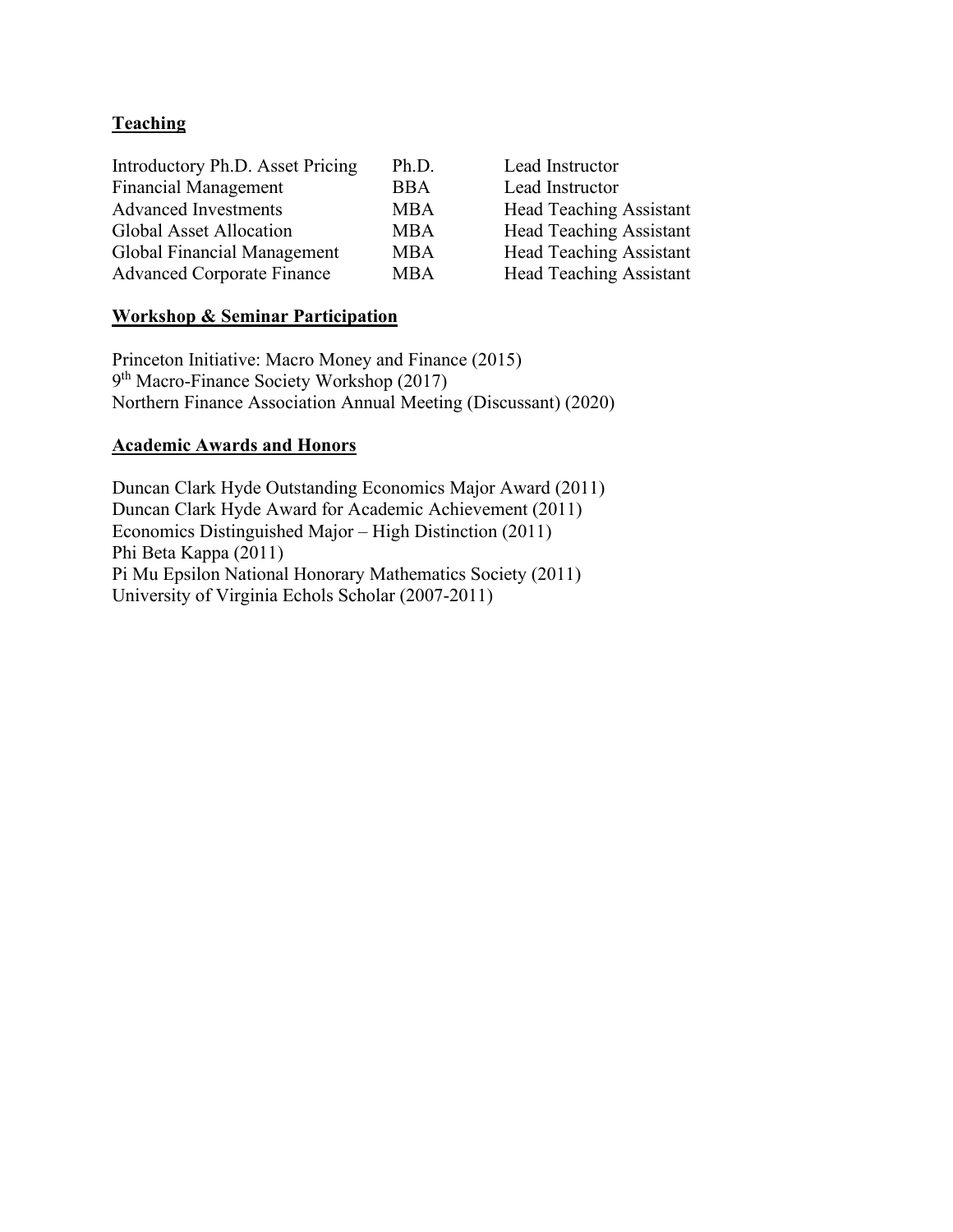## Teaching

| | | |
|---|---|---|
| Introductory Ph.D. Asset Pricing | Ph.D. | Lead Instructor |
| Financial Management | BBA | Lead Instructor |
| Advanced Investments | MBA | Head Teaching Assistant |
| Global Asset Allocation | MBA | Head Teaching Assistant |
| Global Financial Management | MBA | Head Teaching Assistant |
| Advanced Corporate Finance | MBA | Head Teaching Assistant |

## Workshop & Seminar Participation

Princeton Initiative: Macro Money and Finance (2015)
9th Macro-Finance Society Workshop (2017)
Northern Finance Association Annual Meeting (Discussant) (2020)

## Academic Awards and Honors

Duncan Clark Hyde Outstanding Economics Major Award (2011)
Duncan Clark Hyde Award for Academic Achievement (2011)
Economics Distinguished Major – High Distinction (2011)
Phi Beta Kappa (2011)
Pi Mu Epsilon National Honorary Mathematics Society (2011)
University of Virginia Echols Scholar (2007-2011)